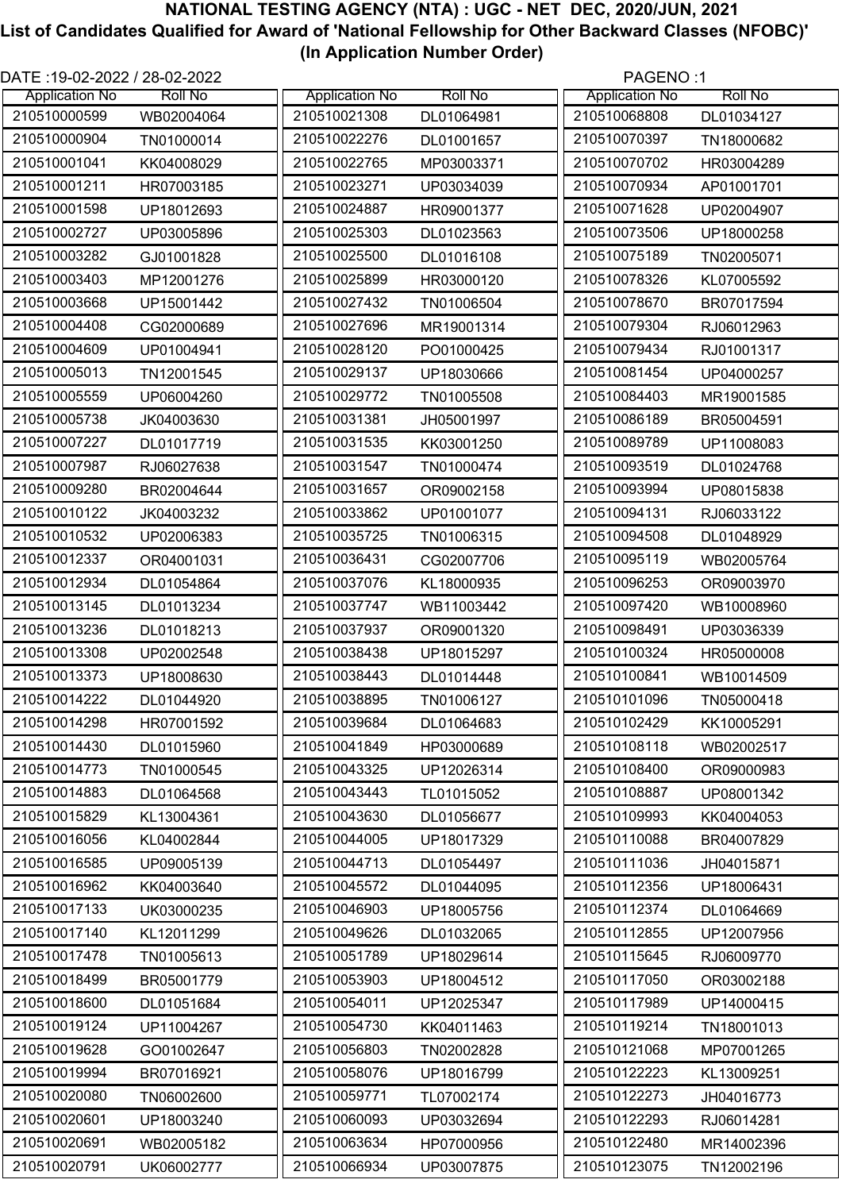# NATIONAL TESTING AGENCY (NTA) : UGC - NET DEC, 2020/JUN, 2021

## List of Candidates Qualified for Award of 'National Fellowship for Other Backward Classes (NFOBC)'

### (In Application Number Order)

DATE :19-02-2022 / 28-02-2022

| Application No | Roll No |
|---|---|
| 210510000599 | WB02004064 |
| 210510000904 | TN01000014 |
| 210510001041 | KK04008029 |
| 210510001211 | HR07003185 |
| 210510001598 | UP18012693 |
| 210510002727 | UP03005896 |
| 210510003282 | GJ01001828 |
| 210510003403 | MP12001276 |
| 210510003668 | UP15001442 |
| 210510004408 | CG02000689 |
| 210510004609 | UP01004941 |
| 210510005013 | TN12001545 |
| 210510005559 | UP06004260 |
| 210510005738 | JK04003630 |
| 210510007227 | DL01017719 |
| 210510007987 | RJ06027638 |
| 210510009280 | BR02004644 |
| 210510010122 | JK04003232 |
| 210510010532 | UP02006383 |
| 210510012337 | OR04001031 |
| 210510012934 | DL01054864 |
| 210510013145 | DL01013234 |
| 210510013236 | DL01018213 |
| 210510013308 | UP02002548 |
| 210510013373 | UP18008630 |
| 210510014222 | DL01044920 |
| 210510014298 | HR07001592 |
| 210510014430 | DL01015960 |
| 210510014773 | TN01000545 |
| 210510014883 | DL01064568 |
| 210510015829 | KL13004361 |
| 210510016056 | KL04002844 |
| 210510016585 | UP09005139 |
| 210510016962 | KK04003640 |
| 210510017133 | UK03000235 |
| 210510017140 | KL12011299 |
| 210510017478 | TN01005613 |
| 210510018499 | BR05001779 |
| 210510018600 | DL01051684 |
| 210510019124 | UP11004267 |
| 210510019628 | GO01002647 |
| 210510019994 | BR07016921 |
| 210510020080 | TN06002600 |
| 210510020601 | UP18003240 |
| 210510020691 | WB02005182 |
| 210510020791 | UK06002777 |
| 210510021308 | DL01064981 |
| 210510022276 | DL01001657 |
| 210510022765 | MP03003371 |
| 210510023271 | UP03034039 |
| 210510024887 | HR09001377 |
| 210510025303 | DL01023563 |
| 210510025500 | DL01016108 |
| 210510025899 | HR03000120 |
| 210510027432 | TN01006504 |
| 210510027696 | MR19001314 |
| 210510028120 | PO01000425 |
| 210510029137 | UP18030666 |
| 210510029772 | TN01005508 |
| 210510031381 | JH05001997 |
| 210510031535 | KK03001250 |
| 210510031547 | TN01000474 |
| 210510031657 | OR09002158 |
| 210510033862 | UP01001077 |
| 210510035725 | TN01006315 |
| 210510036431 | CG02007706 |
| 210510037076 | KL18000935 |
| 210510037747 | WB11003442 |
| 210510037937 | OR09001320 |
| 210510038438 | UP18015297 |
| 210510038443 | DL01014448 |
| 210510038895 | TN01006127 |
| 210510039684 | DL01064683 |
| 210510041849 | HP03000689 |
| 210510043325 | UP12026314 |
| 210510043443 | TL01015052 |
| 210510043630 | DL01056677 |
| 210510044005 | UP18017329 |
| 210510044713 | DL01054497 |
| 210510045572 | DL01044095 |
| 210510046903 | UP18005756 |
| 210510049626 | DL01032065 |
| 210510051789 | UP18029614 |
| 210510053903 | UP18004512 |
| 210510054011 | UP12025347 |
| 210510054730 | KK04011463 |
| 210510056803 | TN02002828 |
| 210510058076 | UP18016799 |
| 210510059771 | TL07002174 |
| 210510060093 | UP03032694 |
| 210510063634 | HP07000956 |
| 210510066934 | UP03007875 |
| 210510068808 | DL01034127 |
| 210510070397 | TN18000682 |
| 210510070702 | HR03004289 |
| 210510070934 | AP01001701 |
| 210510071628 | UP02004907 |
| 210510073506 | UP18000258 |
| 210510075189 | TN02005071 |
| 210510078326 | KL07005592 |
| 210510078670 | BR07017594 |
| 210510079304 | RJ06012963 |
| 210510079434 | RJ01001317 |
| 210510081454 | UP04000257 |
| 210510084403 | MR19001585 |
| 210510086189 | BR05004591 |
| 210510089789 | UP11008083 |
| 210510093519 | DL01024768 |
| 210510093994 | UP08015838 |
| 210510094131 | RJ06033122 |
| 210510094508 | DL01048929 |
| 210510095119 | WB02005764 |
| 210510096253 | OR09003970 |
| 210510097420 | WB10008960 |
| 210510098491 | UP03036339 |
| 210510100324 | HR05000008 |
| 210510100841 | WB10014509 |
| 210510101096 | TN05000418 |
| 210510102429 | KK10005291 |
| 210510108118 | WB02002517 |
| 210510108400 | OR09000983 |
| 210510108887 | UP08001342 |
| 210510109993 | KK04004053 |
| 210510110088 | BR04007829 |
| 210510111036 | JH04015871 |
| 210510112356 | UP18006431 |
| 210510112374 | DL01064669 |
| 210510112855 | UP12007956 |
| 210510115645 | RJ06009770 |
| 210510117050 | OR03002188 |
| 210510117989 | UP14000415 |
| 210510119214 | TN18001013 |
| 210510121068 | MP07001265 |
| 210510122223 | KL13009251 |
| 210510122273 | JH04016773 |
| 210510122293 | RJ06014281 |
| 210510122480 | MR14002396 |
| 210510123075 | TN12002196 |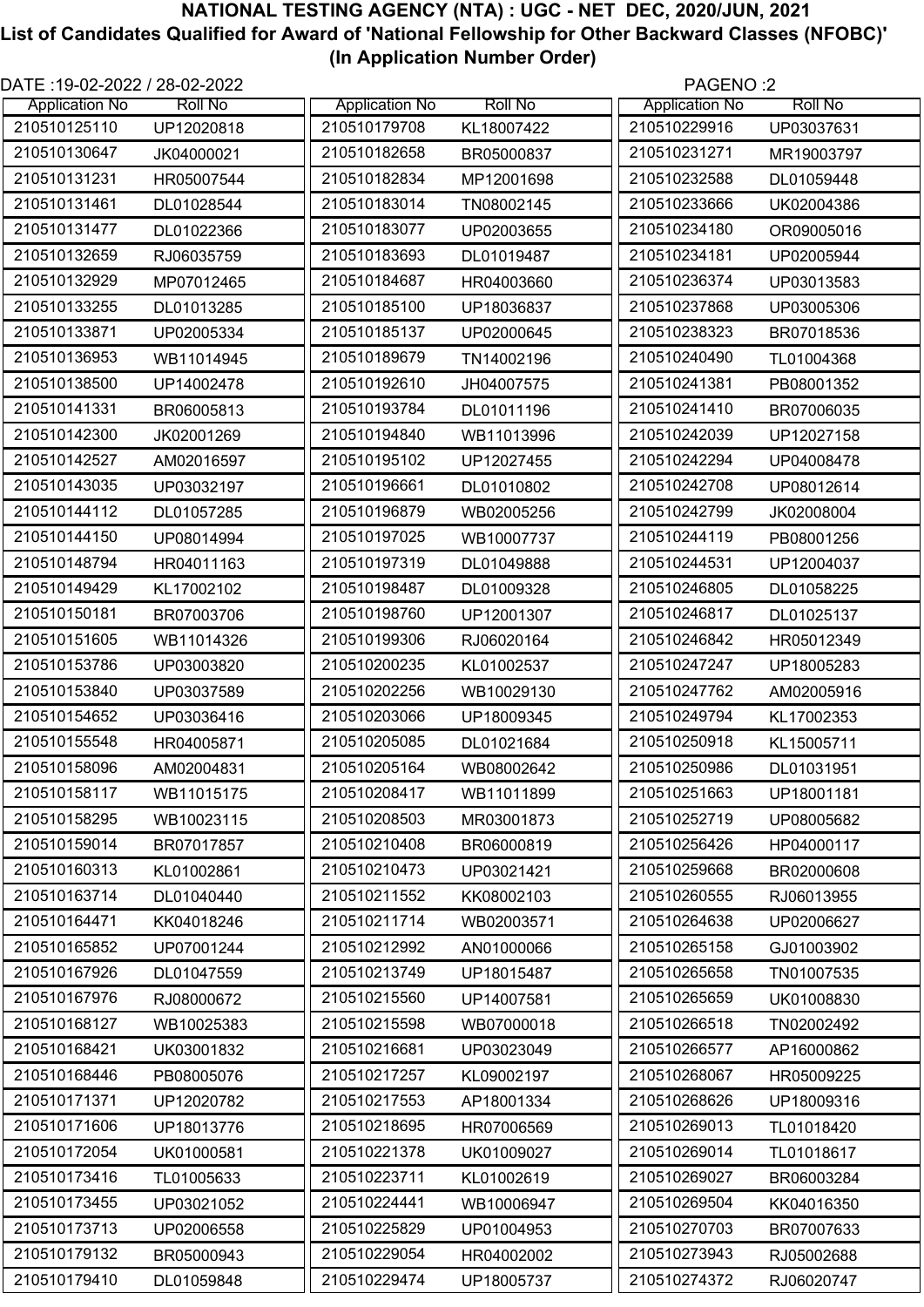# NATIONAL TESTING AGENCY (NTA) : UGC - NET DEC, 2020/JUN, 2021

## List of Candidates Qualified for Award of 'National Fellowship for Other Backward Classes (NFOBC)'

### (In Application Number Order)

DATE :19-02-2022 / 28-02-2022

| Application No | Roll No |
|---|---|
| 210510125110 | UP12020818 |
| 210510130647 | JK04000021 |
| 210510131231 | HR05007544 |
| 210510131461 | DL01028544 |
| 210510131477 | DL01022366 |
| 210510132659 | RJ06035759 |
| 210510132929 | MP07012465 |
| 210510133255 | DL01013285 |
| 210510133871 | UP02005334 |
| 210510136953 | WB11014945 |
| 210510138500 | UP14002478 |
| 210510141331 | BR06005813 |
| 210510142300 | JK02001269 |
| 210510142527 | AM02016597 |
| 210510143035 | UP03032197 |
| 210510144112 | DL01057285 |
| 210510144150 | UP08014994 |
| 210510148794 | HR04011163 |
| 210510149429 | KL17002102 |
| 210510150181 | BR07003706 |
| 210510151605 | WB11014326 |
| 210510153786 | UP03003820 |
| 210510153840 | UP03037589 |
| 210510154652 | UP03036416 |
| 210510155548 | HR04005871 |
| 210510158096 | AM02004831 |
| 210510158117 | WB11015175 |
| 210510158295 | WB10023115 |
| 210510159014 | BR07017857 |
| 210510160313 | KL01002861 |
| 210510163714 | DL01040440 |
| 210510164471 | KK04018246 |
| 210510165852 | UP07001244 |
| 210510167926 | DL01047559 |
| 210510167976 | RJ08000672 |
| 210510168127 | WB10025383 |
| 210510168421 | UK03001832 |
| 210510168446 | PB08005076 |
| 210510171371 | UP12020782 |
| 210510171606 | UP18013776 |
| 210510172054 | UK01000581 |
| 210510173416 | TL01005633 |
| 210510173455 | UP03021052 |
| 210510173713 | UP02006558 |
| 210510179132 | BR05000943 |
| 210510179410 | DL01059848 |
| 210510179708 | KL18007422 |
| 210510182658 | BR05000837 |
| 210510182834 | MP12001698 |
| 210510183014 | TN08002145 |
| 210510183077 | UP02003655 |
| 210510183693 | DL01019487 |
| 210510184687 | HR04003660 |
| 210510185100 | UP18036837 |
| 210510185137 | UP02000645 |
| 210510189679 | TN14002196 |
| 210510192610 | JH04007575 |
| 210510193784 | DL01011196 |
| 210510194840 | WB11013996 |
| 210510195102 | UP12027455 |
| 210510196661 | DL01010802 |
| 210510196879 | WB02005256 |
| 210510197025 | WB10007737 |
| 210510197319 | DL01049888 |
| 210510198487 | DL01009328 |
| 210510198760 | UP12001307 |
| 210510199306 | RJ06020164 |
| 210510200235 | KL01002537 |
| 210510202256 | WB10029130 |
| 210510203066 | UP18009345 |
| 210510205085 | DL01021684 |
| 210510205164 | WB08002642 |
| 210510208417 | WB11011899 |
| 210510208503 | MR03001873 |
| 210510210408 | BR06000819 |
| 210510210473 | UP03021421 |
| 210510211552 | KK08002103 |
| 210510211714 | WB02003571 |
| 210510212992 | AN01000066 |
| 210510213749 | UP18015487 |
| 210510215560 | UP14007581 |
| 210510215598 | WB07000018 |
| 210510216681 | UP03023049 |
| 210510217257 | KL09002197 |
| 210510217553 | AP18001334 |
| 210510218695 | HR07006569 |
| 210510221378 | UK01009027 |
| 210510223711 | KL01002619 |
| 210510224441 | WB10006947 |
| 210510225829 | UP01004953 |
| 210510229054 | HR04002002 |
| 210510229474 | UP18005737 |
| 210510229916 | UP03037631 |
| 210510231271 | MR19003797 |
| 210510232588 | DL01059448 |
| 210510233666 | UK02004386 |
| 210510234180 | OR09005016 |
| 210510234181 | UP02005944 |
| 210510236374 | UP03013583 |
| 210510237868 | UP03005306 |
| 210510238323 | BR07018536 |
| 210510240490 | TL01004368 |
| 210510241381 | PB08001352 |
| 210510241410 | BR07006035 |
| 210510242039 | UP12027158 |
| 210510242294 | UP04008478 |
| 210510242708 | UP08012614 |
| 210510242799 | JK02008004 |
| 210510244119 | PB08001256 |
| 210510244531 | UP12004037 |
| 210510246805 | DL01058225 |
| 210510246817 | DL01025137 |
| 210510246842 | HR05012349 |
| 210510247247 | UP18005283 |
| 210510247762 | AM02005916 |
| 210510249794 | KL17002353 |
| 210510250918 | KL15005711 |
| 210510250986 | DL01031951 |
| 210510251663 | UP18001181 |
| 210510252719 | UP08005682 |
| 210510256426 | HP04000117 |
| 210510259668 | BR02000608 |
| 210510260555 | RJ06013955 |
| 210510264638 | UP02006627 |
| 210510265158 | GJ01003902 |
| 210510265658 | TN01007535 |
| 210510265659 | UK01008830 |
| 210510266518 | TN02002492 |
| 210510266577 | AP16000862 |
| 210510268067 | HR05009225 |
| 210510268626 | UP18009316 |
| 210510269013 | TL01018420 |
| 210510269014 | TL01018617 |
| 210510269027 | BR06003284 |
| 210510269504 | KK04016350 |
| 210510270703 | BR07007633 |
| 210510273943 | RJ05002688 |
| 210510274372 | RJ06020747 |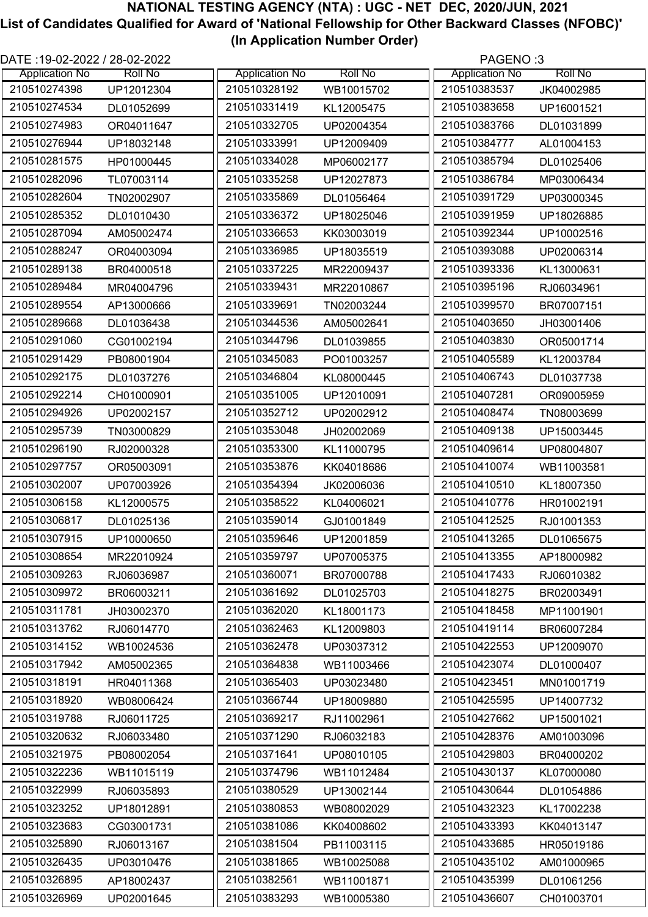# NATIONAL TESTING AGENCY (NTA) : UGC - NET DEC, 2020/JUN, 2021

## List of Candidates Qualified for Award of 'National Fellowship for Other Backward Classes (NFOBC)' (In Application Number Order)

DATE :19-02-2022 / 28-02-2022

| Application No | Roll No |
|---|---|
| 210510274398 | UP12012304 |
| 210510274534 | DL01052699 |
| 210510274983 | OR04011647 |
| 210510276944 | UP18032148 |
| 210510281575 | HP01000445 |
| 210510282096 | TL07003114 |
| 210510282604 | TN02002907 |
| 210510285352 | DL01010430 |
| 210510287094 | AM05002474 |
| 210510288247 | OR04003094 |
| 210510289138 | BR04000518 |
| 210510289484 | MR04004796 |
| 210510289554 | AP13000666 |
| 210510289668 | DL01036438 |
| 210510291060 | CG01002194 |
| 210510291429 | PB08001904 |
| 210510292175 | DL01037276 |
| 210510292214 | CH01000901 |
| 210510294926 | UP02002157 |
| 210510295739 | TN03000829 |
| 210510296190 | RJ02000328 |
| 210510297757 | OR05003091 |
| 210510302007 | UP07003926 |
| 210510306158 | KL12000575 |
| 210510306817 | DL01025136 |
| 210510307915 | UP10000650 |
| 210510308654 | MR22010924 |
| 210510309263 | RJ06036987 |
| 210510309972 | BR06003211 |
| 210510311781 | JH03002370 |
| 210510313762 | RJ06014770 |
| 210510314152 | WB10024536 |
| 210510317942 | AM05002365 |
| 210510318191 | HR04011368 |
| 210510318920 | WB08006424 |
| 210510319788 | RJ06011725 |
| 210510320632 | RJ06033480 |
| 210510321975 | PB08002054 |
| 210510322236 | WB11015119 |
| 210510322999 | RJ06035893 |
| 210510323252 | UP18012891 |
| 210510323683 | CG03001731 |
| 210510325890 | RJ06013167 |
| 210510326435 | UP03010476 |
| 210510326895 | AP18002437 |
| 210510326969 | UP02001645 |
| 210510328192 | WB10015702 |
| 210510331419 | KL12005475 |
| 210510332705 | UP02004354 |
| 210510333991 | UP12009409 |
| 210510334028 | MP06002177 |
| 210510335258 | UP12027873 |
| 210510335869 | DL01056464 |
| 210510336372 | UP18025046 |
| 210510336653 | KK03003019 |
| 210510336985 | UP18035519 |
| 210510337225 | MR22009437 |
| 210510339431 | MR22010867 |
| 210510339691 | TN02003244 |
| 210510344536 | AM05002641 |
| 210510344796 | DL01039855 |
| 210510345083 | PO01003257 |
| 210510346804 | KL08000445 |
| 210510351005 | UP12010091 |
| 210510352712 | UP02002912 |
| 210510353048 | JH02002069 |
| 210510353300 | KL11000795 |
| 210510353876 | KK04018686 |
| 210510354394 | JK02006036 |
| 210510358522 | KL04006021 |
| 210510359014 | GJ01001849 |
| 210510359646 | UP12001859 |
| 210510359797 | UP07005375 |
| 210510360071 | BR07000788 |
| 210510361692 | DL01025703 |
| 210510362020 | KL18001173 |
| 210510362463 | KL12009803 |
| 210510362478 | UP03037312 |
| 210510364838 | WB11003466 |
| 210510365403 | UP03023480 |
| 210510366744 | UP18009880 |
| 210510369217 | RJ11002961 |
| 210510371290 | RJ06032183 |
| 210510371641 | UP08010105 |
| 210510374796 | WB11012484 |
| 210510380529 | UP13002144 |
| 210510380853 | WB08002029 |
| 210510381086 | KK04008602 |
| 210510381504 | PB11003115 |
| 210510381865 | WB10025088 |
| 210510382561 | WB11001871 |
| 210510383293 | WB10005380 |
| 210510383537 | JK04002985 |
| 210510383658 | UP16001521 |
| 210510383766 | DL01031899 |
| 210510384777 | AL01004153 |
| 210510385794 | DL01025406 |
| 210510386784 | MP03006434 |
| 210510391729 | UP03000345 |
| 210510391959 | UP18026885 |
| 210510392344 | UP10002516 |
| 210510393088 | UP02006314 |
| 210510393336 | KL13000631 |
| 210510395196 | RJ06034961 |
| 210510399570 | BR07007151 |
| 210510403650 | JH03001406 |
| 210510403830 | OR05001714 |
| 210510405589 | KL12003784 |
| 210510406743 | DL01037738 |
| 210510407281 | OR09005959 |
| 210510408474 | TN08003699 |
| 210510409138 | UP15003445 |
| 210510409614 | UP08004807 |
| 210510410074 | WB11003581 |
| 210510410510 | KL18007350 |
| 210510410776 | HR01002191 |
| 210510412525 | RJ01001353 |
| 210510413265 | DL01065675 |
| 210510413355 | AP18000982 |
| 210510417433 | RJ06010382 |
| 210510418275 | BR02003491 |
| 210510418458 | MP11001901 |
| 210510419114 | BR06007284 |
| 210510422553 | UP12009070 |
| 210510423074 | DL01000407 |
| 210510423451 | MN01001719 |
| 210510425595 | UP14007732 |
| 210510427662 | UP15001021 |
| 210510428376 | AM01003096 |
| 210510429803 | BR04000202 |
| 210510430137 | KL07000080 |
| 210510430644 | DL01054886 |
| 210510432323 | KL17002238 |
| 210510433393 | KK04013147 |
| 210510433685 | HR05019186 |
| 210510435102 | AM01000965 |
| 210510435399 | DL01061256 |
| 210510436607 | CH01003701 |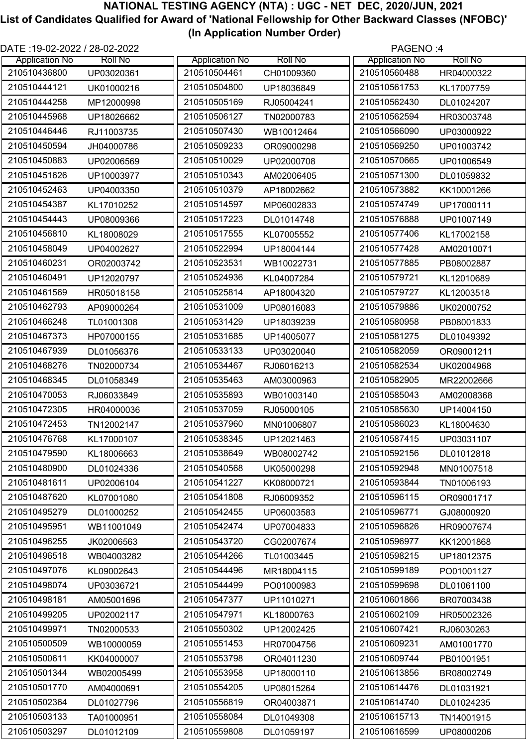# NATIONAL TESTING AGENCY (NTA) : UGC - NET DEC, 2020/JUN, 2021

## List of Candidates Qualified for Award of 'National Fellowship for Other Backward Classes (NFOBC)' (In Application Number Order)

DATE :19-02-2022 / 28-02-2022

PAGENO :4

| Application No | Roll No |
|---|---|
| 210510436800 | UP03020361 |
| 210510444121 | UK01000216 |
| 210510444258 | MP12000998 |
| 210510445968 | UP18026662 |
| 210510446446 | RJ11003735 |
| 210510450594 | JH04000786 |
| 210510450883 | UP02006569 |
| 210510451626 | UP10003977 |
| 210510452463 | UP04003350 |
| 210510454387 | KL17010252 |
| 210510454443 | UP08009366 |
| 210510456810 | KL18008029 |
| 210510458049 | UP04002627 |
| 210510460231 | OR02003742 |
| 210510460491 | UP12020797 |
| 210510461569 | HR05018158 |
| 210510462793 | AP09000264 |
| 210510466248 | TL01001308 |
| 210510467373 | HP07000155 |
| 210510467939 | DL01056376 |
| 210510468276 | TN02000734 |
| 210510468345 | DL01058349 |
| 210510470053 | RJ06033849 |
| 210510472305 | HR04000036 |
| 210510472453 | TN12002147 |
| 210510476768 | KL17000107 |
| 210510479590 | KL18006663 |
| 210510480900 | DL01024336 |
| 210510481611 | UP02006104 |
| 210510487620 | KL07001080 |
| 210510495279 | DL01000252 |
| 210510495951 | WB11001049 |
| 210510496255 | JK02006563 |
| 210510496518 | WB04003282 |
| 210510497076 | KL09002643 |
| 210510498074 | UP03036721 |
| 210510498181 | AM05001696 |
| 210510499205 | UP02002117 |
| 210510499971 | TN02000533 |
| 210510500509 | WB10000059 |
| 210510500611 | KK04000007 |
| 210510501344 | WB02005499 |
| 210510501770 | AM04000691 |
| 210510502364 | DL01027796 |
| 210510503133 | TA01000951 |
| 210510503297 | DL01012109 |
| 210510504461 | CH01009360 |
| 210510504800 | UP18036849 |
| 210510505169 | RJ05004241 |
| 210510506127 | TN02000783 |
| 210510507430 | WB10012464 |
| 210510509233 | OR09000298 |
| 210510510029 | UP02000708 |
| 210510510343 | AM02006405 |
| 210510510379 | AP18002662 |
| 210510514597 | MP06002833 |
| 210510517223 | DL01014748 |
| 210510517555 | KL07005552 |
| 210510522994 | UP18004144 |
| 210510523531 | WB10022731 |
| 210510524936 | KL04007284 |
| 210510525814 | AP18004320 |
| 210510531009 | UP08016083 |
| 210510531429 | UP18039239 |
| 210510531685 | UP14005077 |
| 210510533133 | UP03020040 |
| 210510534467 | RJ06016213 |
| 210510535463 | AM03000963 |
| 210510535893 | WB01003140 |
| 210510537059 | RJ05000105 |
| 210510537960 | MN01006807 |
| 210510538345 | UP12021463 |
| 210510538649 | WB08002742 |
| 210510540568 | UK05000298 |
| 210510541227 | KK08000721 |
| 210510541808 | RJ06009352 |
| 210510542455 | UP06003583 |
| 210510542474 | UP07004833 |
| 210510543720 | CG02007674 |
| 210510544266 | TL01003445 |
| 210510544496 | MR18004115 |
| 210510544499 | PO01000983 |
| 210510547377 | UP11010271 |
| 210510547971 | KL18000763 |
| 210510550302 | UP12002425 |
| 210510551453 | HR07004756 |
| 210510553798 | OR04011230 |
| 210510553958 | UP18000110 |
| 210510554205 | UP08015264 |
| 210510556819 | OR04003871 |
| 210510558084 | DL01049308 |
| 210510559808 | DL01059197 |
| 210510560488 | HR04000322 |
| 210510561753 | KL17007759 |
| 210510562430 | DL01024207 |
| 210510562594 | HR03003748 |
| 210510566090 | UP03000922 |
| 210510569250 | UP01003742 |
| 210510570665 | UP01006549 |
| 210510571300 | DL01059832 |
| 210510573882 | KK10001266 |
| 210510574749 | UP17000111 |
| 210510576888 | UP01007149 |
| 210510577406 | KL17002158 |
| 210510577428 | AM02010071 |
| 210510577885 | PB08002887 |
| 210510579721 | KL12010689 |
| 210510579727 | KL12003518 |
| 210510579886 | UK02000752 |
| 210510580958 | PB08001833 |
| 210510581275 | DL01049392 |
| 210510582059 | OR09001211 |
| 210510582534 | UK02004968 |
| 210510582905 | MR22002666 |
| 210510585043 | AM02008368 |
| 210510585630 | UP14004150 |
| 210510586023 | KL18004630 |
| 210510587415 | UP03031107 |
| 210510592156 | DL01012818 |
| 210510592948 | MN01007518 |
| 210510593844 | TN01006193 |
| 210510596115 | OR09001717 |
| 210510596771 | GJ08000920 |
| 210510596826 | HR09007674 |
| 210510596977 | KK12001868 |
| 210510598215 | UP18012375 |
| 210510599189 | PO01001127 |
| 210510599698 | DL01061100 |
| 210510601866 | BR07003438 |
| 210510602109 | HR05002326 |
| 210510607421 | RJ06030263 |
| 210510609231 | AM01001770 |
| 210510609744 | PB01001951 |
| 210510613856 | BR08002749 |
| 210510614476 | DL01031921 |
| 210510614740 | DL01024235 |
| 210510615713 | TN14001915 |
| 210510616599 | UP08000206 |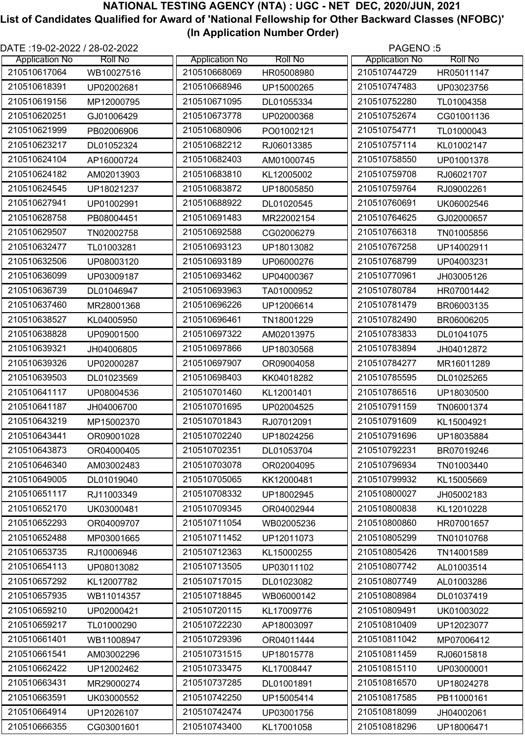# NATIONAL TESTING AGENCY (NTA) : UGC - NET DEC, 2020/JUN, 2021

## List of Candidates Qualified for Award of 'National Fellowship for Other Backward Classes (NFOBC)' (In Application Number Order)

DATE :19-02-2022 / 28-02-2022

| Application No | Roll No |
|---|---|
| 210510617064 | WB10027516 |
| 210510618391 | UP02002681 |
| 210510619156 | MP12000795 |
| 210510620251 | GJ01006429 |
| 210510621999 | PB02006906 |
| 210510623217 | DL01052324 |
| 210510624104 | AP16000724 |
| 210510624182 | AM02013903 |
| 210510624545 | UP18021237 |
| 210510627941 | UP01002991 |
| 210510628758 | PB08004451 |
| 210510629507 | TN02002758 |
| 210510632477 | TL01003281 |
| 210510632506 | UP08003120 |
| 210510636099 | UP03009187 |
| 210510636739 | DL01046947 |
| 210510637460 | MR28001368 |
| 210510638527 | KL04005950 |
| 210510638828 | UP09001500 |
| 210510639321 | JH04006805 |
| 210510639326 | UP02000287 |
| 210510639503 | DL01023569 |
| 210510641117 | UP08004536 |
| 210510641187 | JH04006700 |
| 210510643219 | MP15002370 |
| 210510643441 | OR09001028 |
| 210510643873 | OR04000405 |
| 210510646340 | AM03002483 |
| 210510649005 | DL01019040 |
| 210510651117 | RJ11003349 |
| 210510652170 | UK03000481 |
| 210510652293 | OR04009707 |
| 210510652488 | MP03001665 |
| 210510653735 | RJ10006946 |
| 210510654113 | UP08013082 |
| 210510657292 | KL12007782 |
| 210510657935 | WB11014357 |
| 210510659210 | UP02000421 |
| 210510659217 | TL01000290 |
| 210510661401 | WB11008947 |
| 210510661541 | AM03002296 |
| 210510662422 | UP12002462 |
| 210510663431 | MR29000274 |
| 210510663591 | UK03000552 |
| 210510664914 | UP12026107 |
| 210510666355 | CG03001601 |
| 210510668069 | HR05008980 |
| 210510668946 | UP15000265 |
| 210510671095 | DL01055334 |
| 210510673778 | UP02000368 |
| 210510680906 | PO01002121 |
| 210510682212 | RJ06013385 |
| 210510682403 | AM01000745 |
| 210510683810 | KL12005002 |
| 210510683872 | UP18005850 |
| 210510688922 | DL01020545 |
| 210510691483 | MR22002154 |
| 210510692588 | CG02006279 |
| 210510693123 | UP18013082 |
| 210510693189 | UP06000276 |
| 210510693462 | UP04000367 |
| 210510693963 | TA01000952 |
| 210510696226 | UP12006614 |
| 210510696461 | TN18001229 |
| 210510697322 | AM02013975 |
| 210510697866 | UP18030568 |
| 210510697907 | OR09004058 |
| 210510698403 | KK04018282 |
| 210510701460 | KL12001401 |
| 210510701695 | UP02004525 |
| 210510701843 | RJ07012091 |
| 210510702240 | UP18024256 |
| 210510702351 | DL01053704 |
| 210510703078 | OR02004095 |
| 210510705065 | KK12000481 |
| 210510708332 | UP18002945 |
| 210510709345 | OR04002944 |
| 210510711054 | WB02005236 |
| 210510711452 | UP12011073 |
| 210510712363 | KL15000255 |
| 210510713505 | UP03011102 |
| 210510717015 | DL01023082 |
| 210510718845 | WB06000142 |
| 210510720115 | KL17009776 |
| 210510722230 | AP18003097 |
| 210510729396 | OR04011444 |
| 210510731515 | UP18015778 |
| 210510733475 | KL17008447 |
| 210510737285 | DL01001891 |
| 210510742250 | UP15005414 |
| 210510742474 | UP03001756 |
| 210510743400 | KL17001058 |
| 210510744729 | HR05011147 |
| 210510747483 | UP03023756 |
| 210510752280 | TL01004358 |
| 210510752674 | CG01001136 |
| 210510754771 | TL01000043 |
| 210510757114 | KL01002147 |
| 210510758550 | UP01001378 |
| 210510759708 | RJ06021707 |
| 210510759764 | RJ09002261 |
| 210510760691 | UK06002546 |
| 210510764625 | GJ02000657 |
| 210510766318 | TN01005856 |
| 210510767258 | UP14002911 |
| 210510768799 | UP04003231 |
| 210510770961 | JH03005126 |
| 210510780784 | HR07001442 |
| 210510781479 | BR06003135 |
| 210510782490 | BR06006205 |
| 210510783833 | DL01041075 |
| 210510783894 | JH04012872 |
| 210510784277 | MR16011289 |
| 210510785595 | DL01025265 |
| 210510786516 | UP18030500 |
| 210510791159 | TN06001374 |
| 210510791609 | KL15004921 |
| 210510791696 | UP18035884 |
| 210510792231 | BR07019246 |
| 210510796934 | TN01003440 |
| 210510799932 | KL15005669 |
| 210510800027 | JH05002183 |
| 210510800838 | KL12010228 |
| 210510800860 | HR07001657 |
| 210510805299 | TN01010768 |
| 210510805426 | TN14001589 |
| 210510807742 | AL01003514 |
| 210510807749 | AL01003286 |
| 210510808984 | DL01037419 |
| 210510809491 | UK01003022 |
| 210510810409 | UP12023077 |
| 210510811042 | MP07006412 |
| 210510811459 | RJ06015818 |
| 210510815110 | UP03000001 |
| 210510816570 | UP18024278 |
| 210510817585 | PB11000161 |
| 210510818099 | JH04002061 |
| 210510818296 | UP18006471 |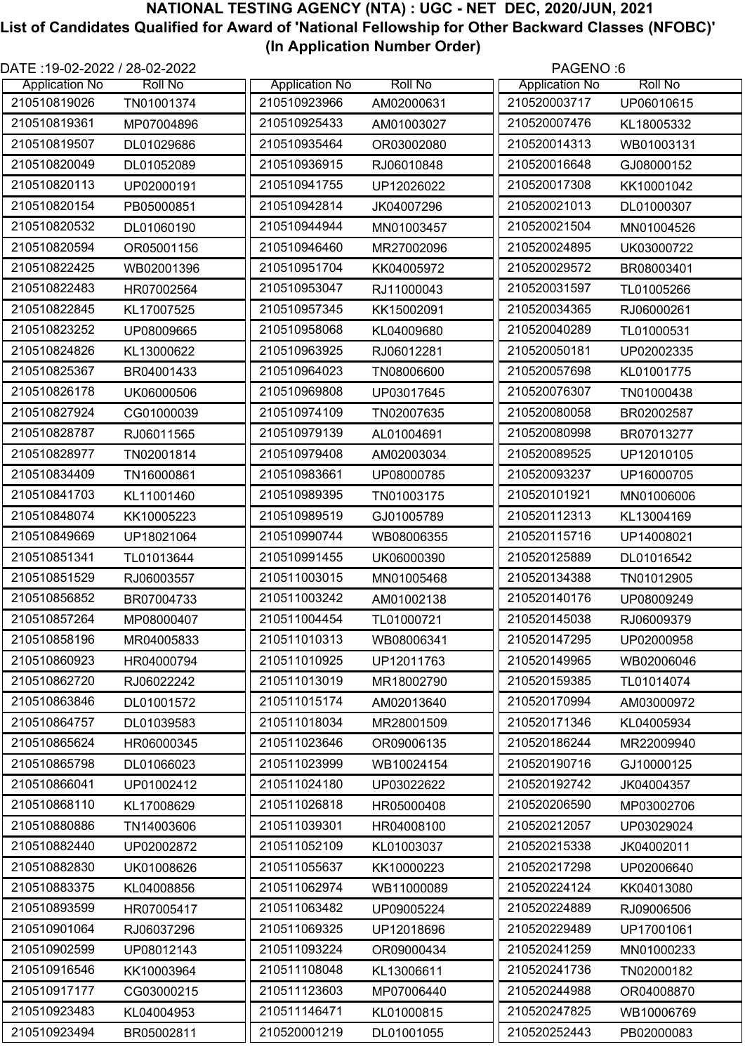# NATIONAL TESTING AGENCY (NTA) : UGC - NET DEC, 2020/JUN, 2021

## List of Candidates Qualified for Award of 'National Fellowship for Other Backward Classes (NFOBC)'

### (In Application Number Order)

DATE :19-02-2022 / 28-02-2022

| Application No | Roll No |
|---|---|
| 210510819026 | TN01001374 |
| 210510819361 | MP07004896 |
| 210510819507 | DL01029686 |
| 210510820049 | DL01052089 |
| 210510820113 | UP02000191 |
| 210510820154 | PB05000851 |
| 210510820532 | DL01060190 |
| 210510820594 | OR05001156 |
| 210510822425 | WB02001396 |
| 210510822483 | HR07002564 |
| 210510822845 | KL17007525 |
| 210510823252 | UP08009665 |
| 210510824826 | KL13000622 |
| 210510825367 | BR04001433 |
| 210510826178 | UK06000506 |
| 210510827924 | CG01000039 |
| 210510828787 | RJ06011565 |
| 210510828977 | TN02001814 |
| 210510834409 | TN16000861 |
| 210510841703 | KL11001460 |
| 210510848074 | KK10005223 |
| 210510849669 | UP18021064 |
| 210510851341 | TL01013644 |
| 210510851529 | RJ06003557 |
| 210510856852 | BR07004733 |
| 210510857264 | MP08000407 |
| 210510858196 | MR04005833 |
| 210510860923 | HR04000794 |
| 210510862720 | RJ06022242 |
| 210510863846 | DL01001572 |
| 210510864757 | DL01039583 |
| 210510865624 | HR06000345 |
| 210510865798 | DL01066023 |
| 210510866041 | UP01002412 |
| 210510868110 | KL17008629 |
| 210510880886 | TN14003606 |
| 210510882440 | UP02002872 |
| 210510882830 | UK01008626 |
| 210510883375 | KL04008856 |
| 210510893599 | HR07005417 |
| 210510901064 | RJ06037296 |
| 210510902599 | UP08012143 |
| 210510916546 | KK10003964 |
| 210510917177 | CG03000215 |
| 210510923483 | KL04004953 |
| 210510923494 | BR05002811 |
| 210510923966 | AM02000631 |
| 210510925433 | AM01003027 |
| 210510935464 | OR03002080 |
| 210510936915 | RJ06010848 |
| 210510941755 | UP12026022 |
| 210510942814 | JK04007296 |
| 210510944944 | MN01003457 |
| 210510946460 | MR27002096 |
| 210510951704 | KK04005972 |
| 210510953047 | RJ11000043 |
| 210510957345 | KK15002091 |
| 210510958068 | KL04009680 |
| 210510963925 | RJ06012281 |
| 210510964023 | TN08006600 |
| 210510969808 | UP03017645 |
| 210510974109 | TN02007635 |
| 210510979139 | AL01004691 |
| 210510979408 | AM02003034 |
| 210510983661 | UP08000785 |
| 210510989395 | TN01003175 |
| 210510989519 | GJ01005789 |
| 210510990744 | WB08006355 |
| 210510991455 | UK06000390 |
| 210511003015 | MN01005468 |
| 210511003242 | AM01002138 |
| 210511004454 | TL01000721 |
| 210511010313 | WB08006341 |
| 210511010925 | UP12011763 |
| 210511013019 | MR18002790 |
| 210511015174 | AM02013640 |
| 210511018034 | MR28001509 |
| 210511023646 | OR09006135 |
| 210511023999 | WB10024154 |
| 210511024180 | UP03022622 |
| 210511026818 | HR05000408 |
| 210511039301 | HR04008100 |
| 210511052109 | KL01003037 |
| 210511055637 | KK10000223 |
| 210511062974 | WB11000089 |
| 210511063482 | UP09005224 |
| 210511069325 | UP12018696 |
| 210511093224 | OR09000434 |
| 210511108048 | KL13006611 |
| 210511123603 | MP07006440 |
| 210511146471 | KL01000815 |
| 210520001219 | DL01001055 |
| 210520003717 | UP06010615 |
| 210520007476 | KL18005332 |
| 210520014313 | WB01003131 |
| 210520016648 | GJ08000152 |
| 210520017308 | KK10001042 |
| 210520021013 | DL01000307 |
| 210520021504 | MN01004526 |
| 210520024895 | UK03000722 |
| 210520029572 | BR08003401 |
| 210520031597 | TL01005266 |
| 210520034365 | RJ06000261 |
| 210520040289 | TL01000531 |
| 210520050181 | UP02002335 |
| 210520057698 | KL01001775 |
| 210520076307 | TN01000438 |
| 210520080058 | BR02002587 |
| 210520080998 | BR07013277 |
| 210520089525 | UP12010105 |
| 210520093237 | UP16000705 |
| 210520101921 | MN01006006 |
| 210520112313 | KL13004169 |
| 210520115716 | UP14008021 |
| 210520125889 | DL01016542 |
| 210520134388 | TN01012905 |
| 210520140176 | UP08009249 |
| 210520145038 | RJ06009379 |
| 210520147295 | UP02000958 |
| 210520149965 | WB02006046 |
| 210520159385 | TL01014074 |
| 210520170994 | AM03000972 |
| 210520171346 | KL04005934 |
| 210520186244 | MR22009940 |
| 210520190716 | GJ10000125 |
| 210520192742 | JK04004357 |
| 210520206590 | MP03002706 |
| 210520212057 | UP03029024 |
| 210520215338 | JK04002011 |
| 210520217298 | UP02006640 |
| 210520224124 | KK04013080 |
| 210520224889 | RJ09006506 |
| 210520229489 | UP17001061 |
| 210520241259 | MN01000233 |
| 210520241736 | TN02000182 |
| 210520244988 | OR04008870 |
| 210520247825 | WB10006769 |
| 210520252443 | PB02000083 |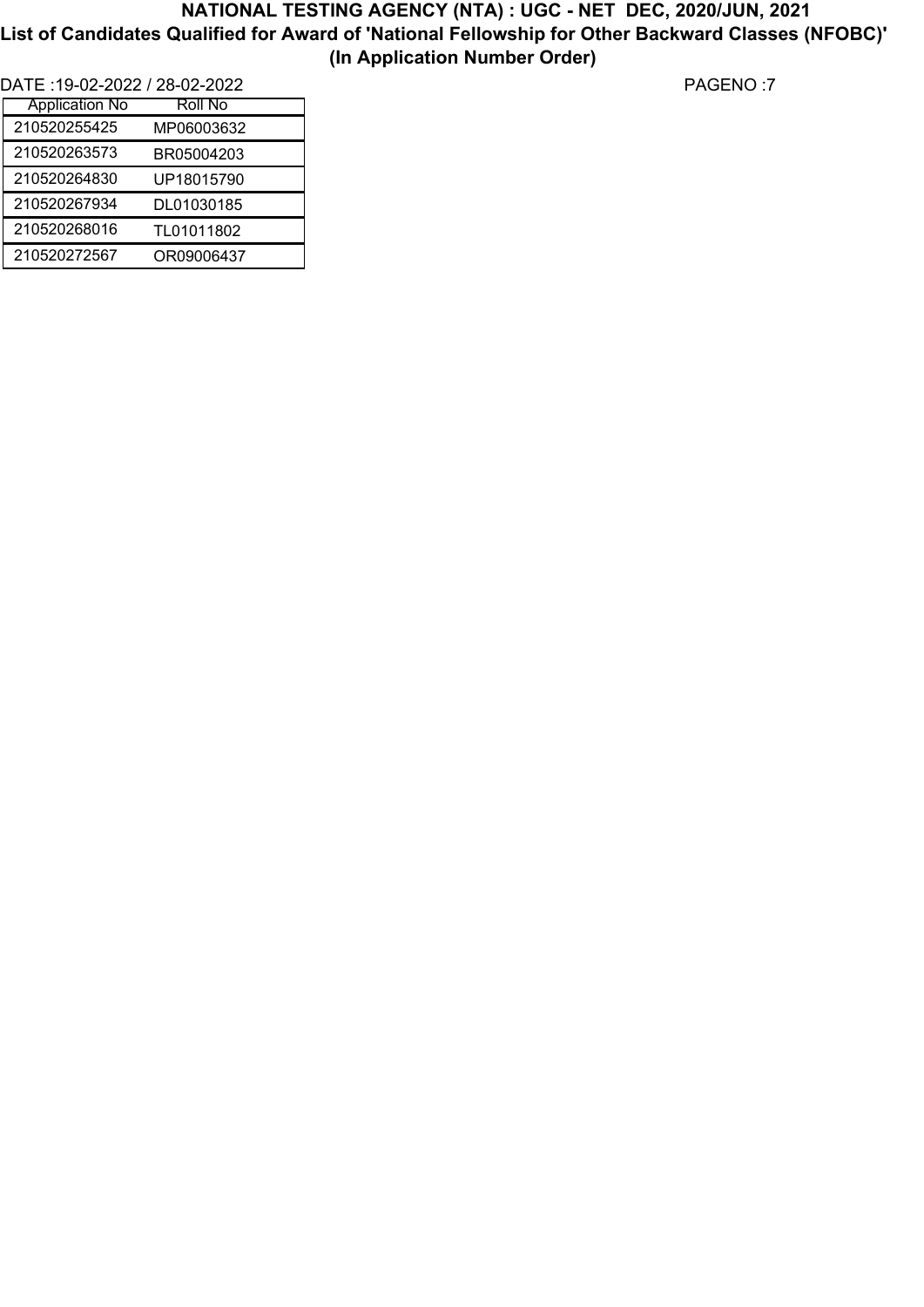**NATIONAL TESTING AGENCY (NTA) : UGC - NET DEC, 2020/JUN, 2021**

**List of Candidates Qualified for Award of 'National Fellowship for Other Backward Classes (NFOBC)'**

**(In Application Number Order)**

DATE :19-02-2022 / 28-02-2022

| Application No | Roll No |
|---|---|
| 210520255425 | MP06003632 |
| 210520263573 | BR05004203 |
| 210520264830 | UP18015790 |
| 210520267934 | DL01030185 |
| 210520268016 | TL01011802 |
| 210520272567 | OR09006437 |